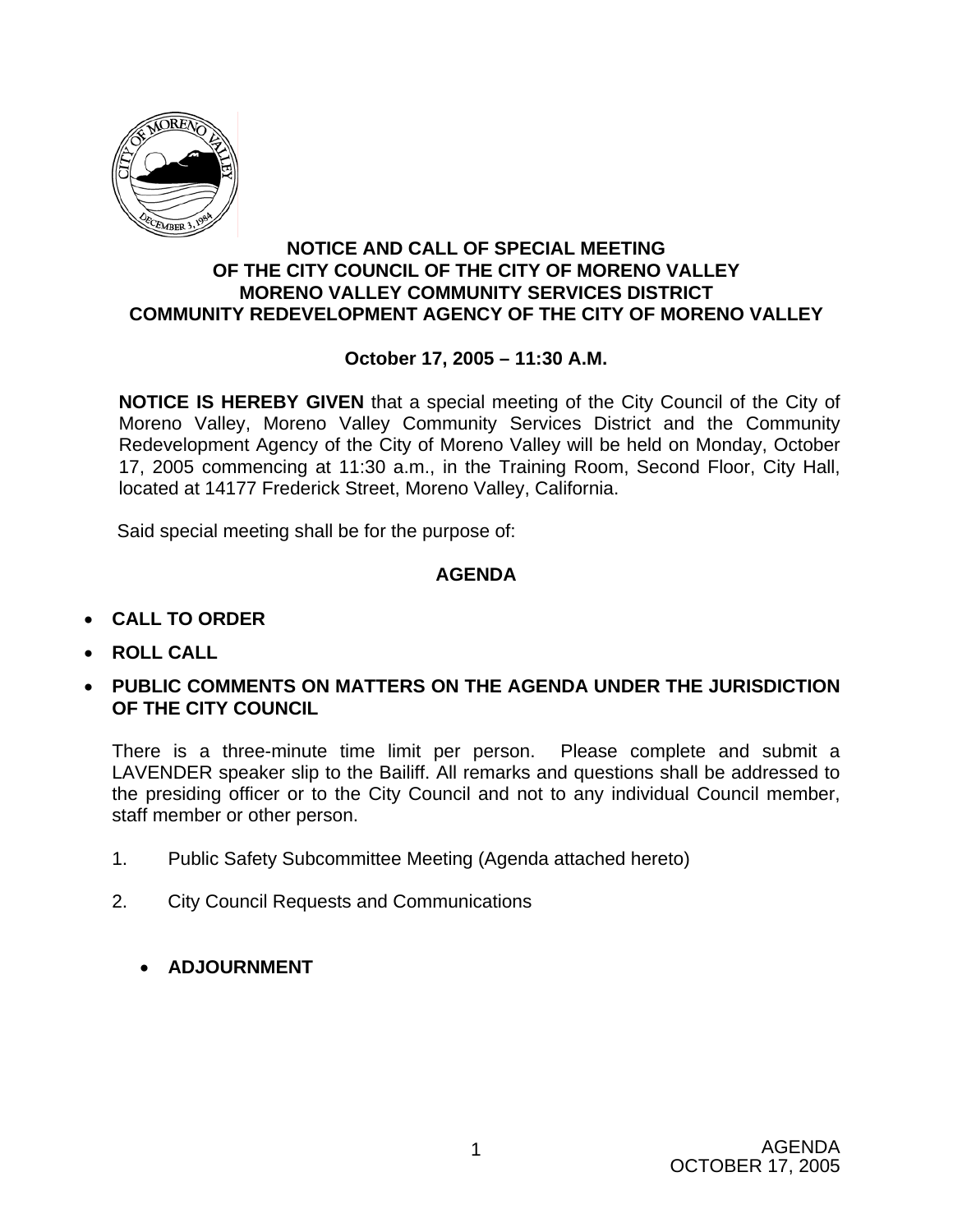# NOTICE AND CALL OF SPECIAL MEETING OF THE CITY COUNCIL OF THE CITY OF MORENO VALLEY MORENO VALLEY COMMUNITY SERVICES DISTRICT COMMUNITY REDEVELOPMENT AGENCY OF THE CITY OF MORENO VALLEY

**October 17, 2005 – 11:30 A.M.**

**NOTICE IS HEREBY GIVEN** that a special meeting of the City Council of the City of Moreno Valley, Moreno Valley Community Services District and the Community Redevelopment Agency of the City of Moreno Valley will be held on Monday, October 17, 2005 commencing at 11:30 a.m., in the Training Room, Second Floor, City Hall, located at 14177 Frederick Street, Moreno Valley, California.

Said special meeting shall be for the purpose of:

## AGENDA

- **CALL TO ORDER**
- **ROLL CALL**
- **PUBLIC COMMENTS ON MATTERS ON THE AGENDA UNDER THE JURISDICTION OF THE CITY COUNCIL**

There is a three-minute time limit per person. Please complete and submit a LAVENDER speaker slip to the Bailiff. All remarks and questions shall be addressed to the presiding officer or to the City Council and not to any individual Council member, staff member or other person.

1. Public Safety Subcommittee Meeting (Agenda attached hereto)
2. City Council Requests and Communications

- **ADJOURNMENT**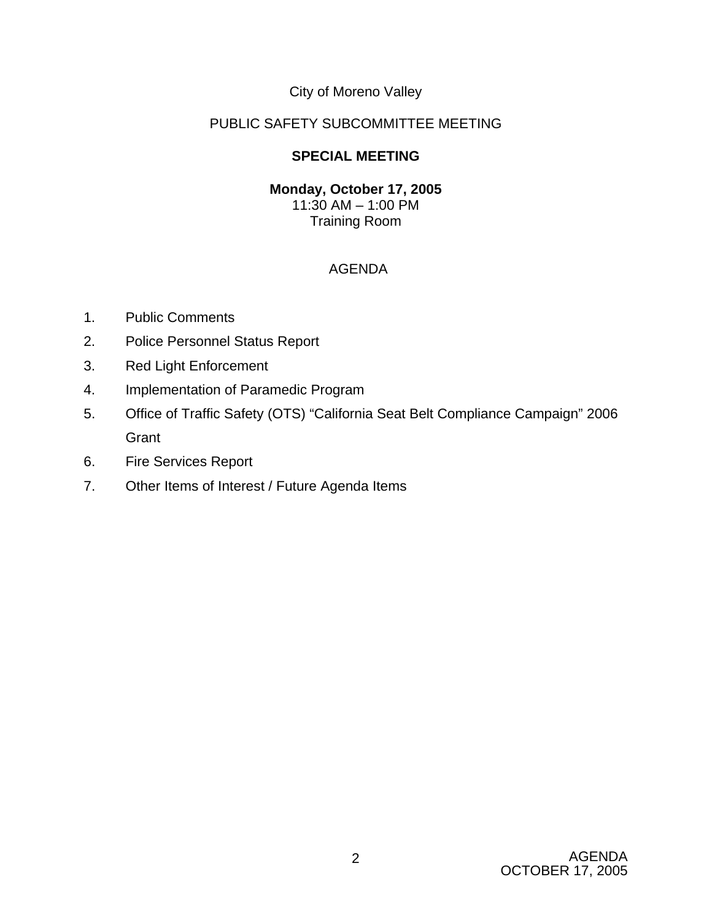City of Moreno Valley

PUBLIC SAFETY SUBCOMMITTEE MEETING

**SPECIAL MEETING**

**Monday, October 17, 2005**
11:30 AM – 1:00 PM
Training Room

AGENDA

1. Public Comments
2. Police Personnel Status Report
3. Red Light Enforcement
4. Implementation of Paramedic Program
5. Office of Traffic Safety (OTS) "California Seat Belt Compliance Campaign" 2006 Grant
6. Fire Services Report
7. Other Items of Interest / Future Agenda Items